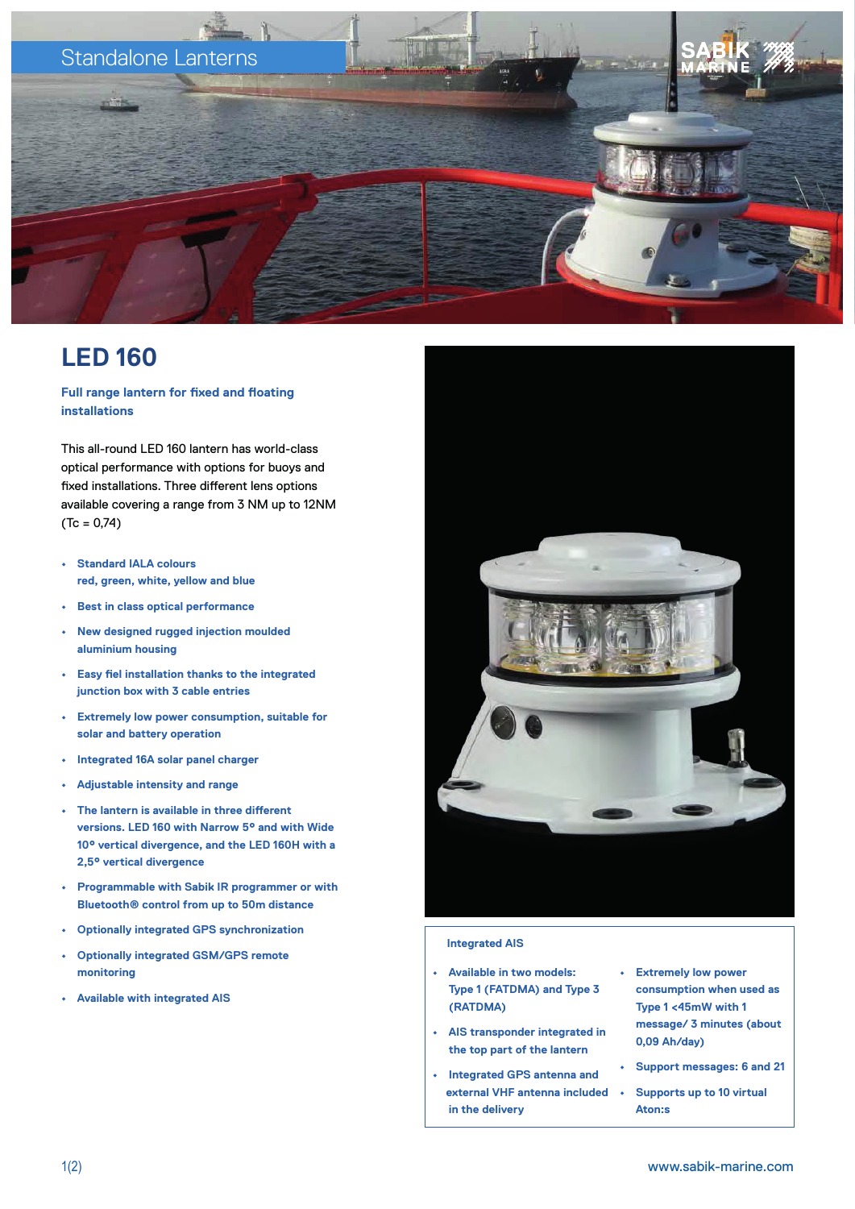Standalone Lanterns

# LED 160

**Full range lantern for fixed and floating installations**

This all-round LED 160 lantern has world-class optical performance with options for buoys and fixed installations. Three different lens options available covering a range from 3 NM up to 12NM (Tc = 0,74)

- **Standard IALA colours red, green, white, yellow and blue**
- **Best in class optical performance**
- **New designed rugged injection moulded aluminium housing**
- **Easy fiel installation thanks to the integrated junction box with 3 cable entries**
- **Extremely low power consumption, suitable for solar and battery operation**
- **Integrated 16A solar panel charger**
- **Adjustable intensity and range**
- **The lantern is available in three different versions. LED 160 with Narrow 5° and with Wide 10° vertical divergence, and the LED 160H with a 2,5° vertical divergence**
- **Programmable with Sabik IR programmer or with Bluetooth® control from up to 50m distance**
- **Optionally integrated GPS synchronization**
- **Optionally integrated GSM/GPS remote monitoring**
- **Available with integrated AIS**

### Integrated AIS

- **Available in two models: Type 1 (FATDMA) and Type 3 (RATDMA)**
- **AIS transponder integrated in the top part of the lantern**
- **Integrated GPS antenna and external VHF antenna included in the delivery**
- **Extremely low power consumption when used as Type 1 <45mW with 1 message/ 3 minutes (about 0,09 Ah/day)**
- **Support messages: 6 and 21**
- **Supports up to 10 virtual Aton:s**

www.sabik-marine.com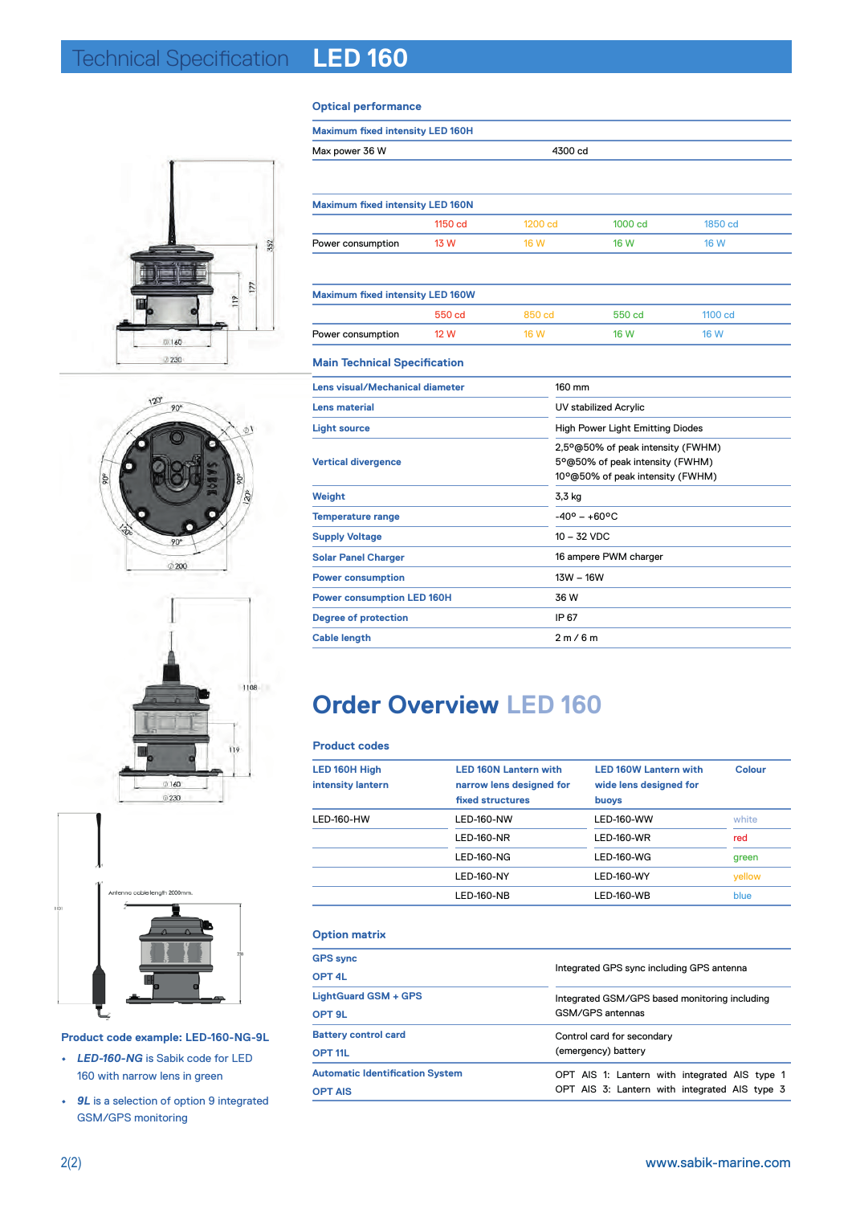# Technical Specification LED 160

## Optical performance

| Maximum fixed intensity LED 160H | |
|---|---|
| Max power 36 W | 4300 cd |

| Maximum fixed intensity LED 160N | | | | |
|---|---|---|---|---|
| | 1150 cd | 1200 cd | 1000 cd | 1850 cd |
| Power consumption | 13 W | 16 W | 16 W | 16 W |

| Maximum fixed intensity LED 160W | | | | |
|---|---|---|---|---|
| | 550 cd | 850 cd | 550 cd | 1100 cd |
| Power consumption | 12 W | 16 W | 16 W | 16 W |

## Main Technical Specification

| | |
|---|---|
| Lens visual/Mechanical diameter | 160 mm |
| Lens material | UV stabilized Acrylic |
| Light source | High Power Light Emitting Diodes |
| Vertical divergence | 2,5°@50% of peak intensity (FWHM)<br>5°@50% of peak intensity (FWHM)<br>10°@50% of peak intensity (FWHM) |
| Weight | 3,3 kg |
| Temperature range | -40° – +60°C |
| Supply Voltage | 10 – 32 VDC |
| Solar Panel Charger | 16 ampere PWM charger |
| Power consumption | 13W – 16W |
| Power consumption LED 160H | 36 W |
| Degree of protection | IP 67 |
| Cable length | 2 m / 6 m |

352

177

119

Ø 160

Ø 230

120° 90° Ø1 90° 90° 120° 120° 90°

Ø 200

1108

119

Ø 160

Ø 230

Antenna cable length 2000mm.

1101

231

**Product code example: LED-160-NG-9L**

- ***LED-160-NG*** is Sabik code for LED 160 with narrow lens in green
- ***9L*** is a selection of option 9 integrated GSM/GPS monitoring

# Order Overview LED 160

## Product codes

| LED 160H High intensity lantern | LED 160N Lantern with narrow lens designed for fixed structures | LED 160W Lantern with wide lens designed for buoys | Colour |
|---|---|---|---|
| LED-160-HW | LED-160-NW | LED-160-WW | white |
| | LED-160-NR | LED-160-WR | red |
| | LED-160-NG | LED-160-WG | green |
| | LED-160-NY | LED-160-WY | yellow |
| | LED-160-NB | LED-160-WB | blue |

## Option matrix

| | |
|---|---|
| GPS sync<br>OPT 4L | Integrated GPS sync including GPS antenna |
| LightGuard GSM + GPS<br>OPT 9L | Integrated GSM/GPS based monitoring including GSM/GPS antennas |
| Battery control card<br>OPT 11L | Control card for secondary (emergency) battery |
| Automatic Identification System<br>OPT AIS | OPT AIS 1: Lantern with integrated AIS type 1<br>OPT AIS 3: Lantern with integrated AIS type 3 |

www.sabik-marine.com